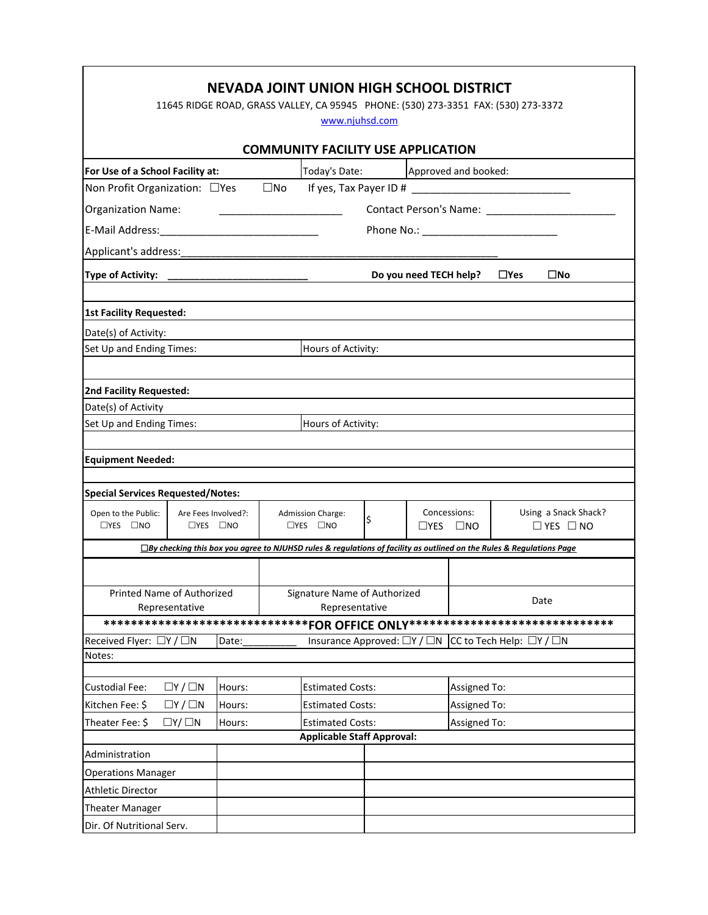# NEVADA JOINT UNION HIGH SCHOOL DISTRICT

11645 RIDGE ROAD, GRASS VALLEY, CA 95945 PHONE: (530) 273-3351 FAX: (530) 273-3372

www.njuhsd.com

## COMMUNITY FACILITY USE APPLICATION

| **For Use of a School Facility at:** | Today's Date: | Approved and booked: |
|---|---|---|

Non Profit Organization: ☐Yes ☐No If yes, Tax Payer ID # ___________________________

Organization Name: _____________________ Contact Person's Name: ______________________

E-Mail Address:___________________________ Phone No.: _______________________

Applicant's address:______________________________________________________

**Type of Activity:** ________________________ **Do you need TECH help?** ☐Yes ☐No

**1st Facility Requested:**

Date(s) of Activity:

| Set Up and Ending Times: | Hours of Activity: |
|---|---|

**2nd Facility Requested:**

Date(s) of Activity

| Set Up and Ending Times: | Hours of Activity: |
|---|---|

**Equipment Needed:**

**Special Services Requested/Notes:**

| Open to the Public: ☐YES ☐NO | Are Fees Involved?: ☐YES ☐NO | Admission Charge: ☐YES ☐NO | $ | Concessions: ☐YES ☐NO | Using a Snack Shack? ☐ YES ☐ NO |
|---|---|---|---|---|---|

***☐By checking this box you agree to NJUHSD rules & regulations of facility as outlined on the Rules & Regulations Page***

| | | |
|---|---|---|
| Printed Name of Authorized Representative | Signature Name of Authorized Representative | Date |

******************************FOR OFFICE ONLY******************************

| Received Flyer: ☐Y / ☐N | Date:__________ | Insurance Approved: ☐Y / ☐N | CC to Tech Help: ☐Y / ☐N |
|---|---|---|---|

Notes:

| Custodial Fee: ☐Y / ☐N | Hours: | Estimated Costs: | Assigned To: |
|---|---|---|---|
| Kitchen Fee: $ ☐Y / ☐N | Hours: | Estimated Costs: | Assigned To: |
| Theater Fee: $ ☐Y/ ☐N | Hours: | Estimated Costs: | Assigned To: |

**Applicable Staff Approval:**

| | | |
|---|---|---|
| Administration | | |
| Operations Manager | | |
| Athletic Director | | |
| Theater Manager | | |
| Dir. Of Nutritional Serv. | | |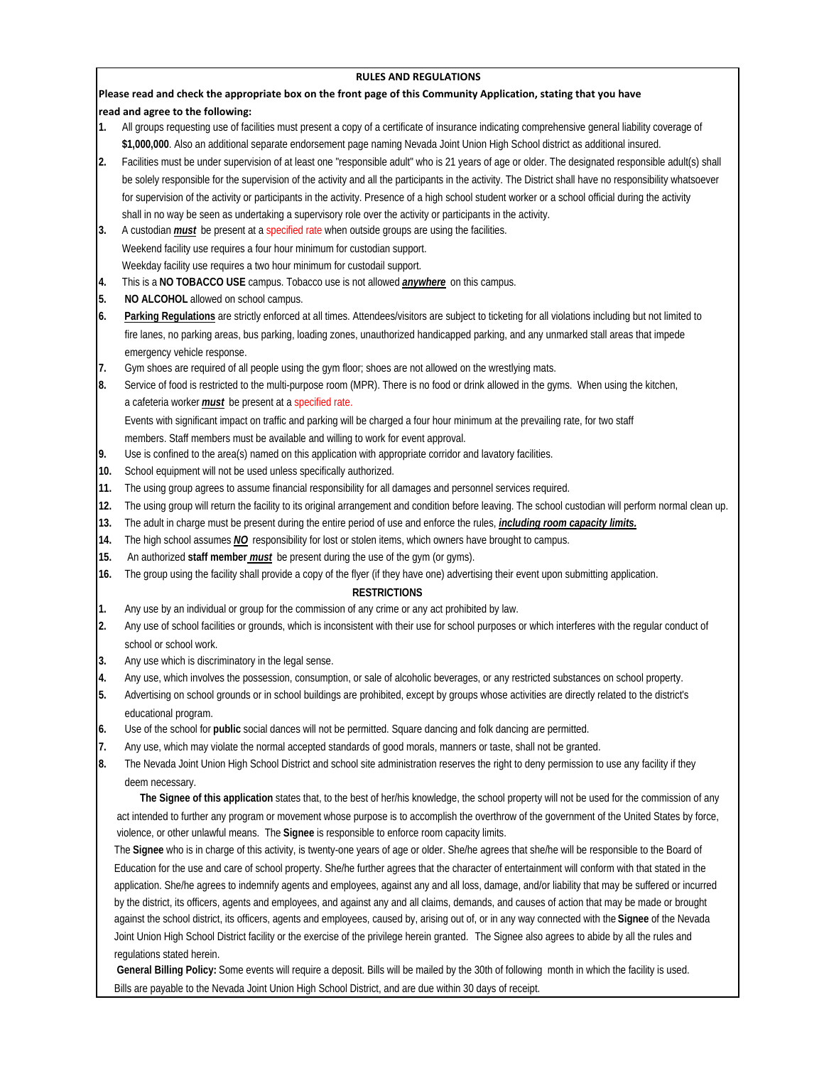## RULES AND REGULATIONS

**Please read and check the appropriate box on the front page of this Community Application, stating that you have read and agree to the following:**

1. All groups requesting use of facilities must present a copy of a certificate of insurance indicating comprehensive general liability coverage of **$1,000,000**. Also an additional separate endorsement page naming Nevada Joint Union High School district as additional insured.
2. Facilities must be under supervision of at least one "responsible adult" who is 21 years of age or older. The designated responsible adult(s) shall be solely responsible for the supervision of the activity and all the participants in the activity. The District shall have no responsibility whatsoever for supervision of the activity or participants in the activity. Presence of a high school student worker or a school official during the activity shall in no way be seen as undertaking a supervisory role over the activity or participants in the activity.
3. A custodian ***must*** be present at a specified rate when outside groups are using the facilities.
   Weekend facility use requires a four hour minimum for custodian support.
   Weekday facility use requires a two hour minimum for custodail support.
4. This is a **NO TOBACCO USE** campus. Tobacco use is not allowed ***anywhere*** on this campus.
5. **NO ALCOHOL** allowed on school campus.
6. **Parking Regulations** are strictly enforced at all times. Attendees/visitors are subject to ticketing for all violations including but not limited to fire lanes, no parking areas, bus parking, loading zones, unauthorized handicapped parking, and any unmarked stall areas that impede emergency vehicle response.
7. Gym shoes are required of all people using the gym floor; shoes are not allowed on the wrestlying mats.
8. Service of food is restricted to the multi-purpose room (MPR). There is no food or drink allowed in the gyms. When using the kitchen, a cafeteria worker ***must*** be present at a specified rate.
   Events with significant impact on traffic and parking will be charged a four hour minimum at the prevailing rate, for two staff members. Staff members must be available and willing to work for event approval.
9. Use is confined to the area(s) named on this application with appropriate corridor and lavatory facilities.
10. School equipment will not be used unless specifically authorized.
11. The using group agrees to assume financial responsibility for all damages and personnel services required.
12. The using group will return the facility to its original arrangement and condition before leaving. The school custodian will perform normal clean up.
13. The adult in charge must be present during the entire period of use and enforce the rules, ***including room capacity limits.***
14. The high school assumes ***NO*** responsibility for lost or stolen items, which owners have brought to campus.
15. An authorized **staff member *must*** be present during the use of the gym (or gyms).
16. The group using the facility shall provide a copy of the flyer (if they have one) advertising their event upon submitting application.

## RESTRICTIONS

1. Any use by an individual or group for the commission of any crime or any act prohibited by law.
2. Any use of school facilities or grounds, which is inconsistent with their use for school purposes or which interferes with the regular conduct of school or school work.
3. Any use which is discriminatory in the legal sense.
4. Any use, which involves the possession, consumption, or sale of alcoholic beverages, or any restricted substances on school property.
5. Advertising on school grounds or in school buildings are prohibited, except by groups whose activities are directly related to the district's educational program.
6. Use of the school for **public** social dances will not be permitted. Square dancing and folk dancing are permitted.
7. Any use, which may violate the normal accepted standards of good morals, manners or taste, shall not be granted.
8. The Nevada Joint Union High School District and school site administration reserves the right to deny permission to use any facility if they deem necessary.

**The Signee of this application** states that, to the best of her/his knowledge, the school property will not be used for the commission of any act intended to further any program or movement whose purpose is to accomplish the overthrow of the government of the United States by force, violence, or other unlawful means. The **Signee** is responsible to enforce room capacity limits.

The **Signee** who is in charge of this activity, is twenty-one years of age or older. She/he agrees that she/he will be responsible to the Board of Education for the use and care of school property. She/he further agrees that the character of entertainment will conform with that stated in the application. She/he agrees to indemnify agents and employees, against any and all loss, damage, and/or liability that may be suffered or incurred by the district, its officers, agents and employees, and against any and all claims, demands, and causes of action that may be made or brought against the school district, its officers, agents and employees, caused by, arising out of, or in any way connected with the **Signee** of the Nevada Joint Union High School District facility or the exercise of the privilege herein granted. The Signee also agrees to abide by all the rules and regulations stated herein.

**General Billing Policy:** Some events will require a deposit. Bills will be mailed by the 30th of following month in which the facility is used. Bills are payable to the Nevada Joint Union High School District, and are due within 30 days of receipt.